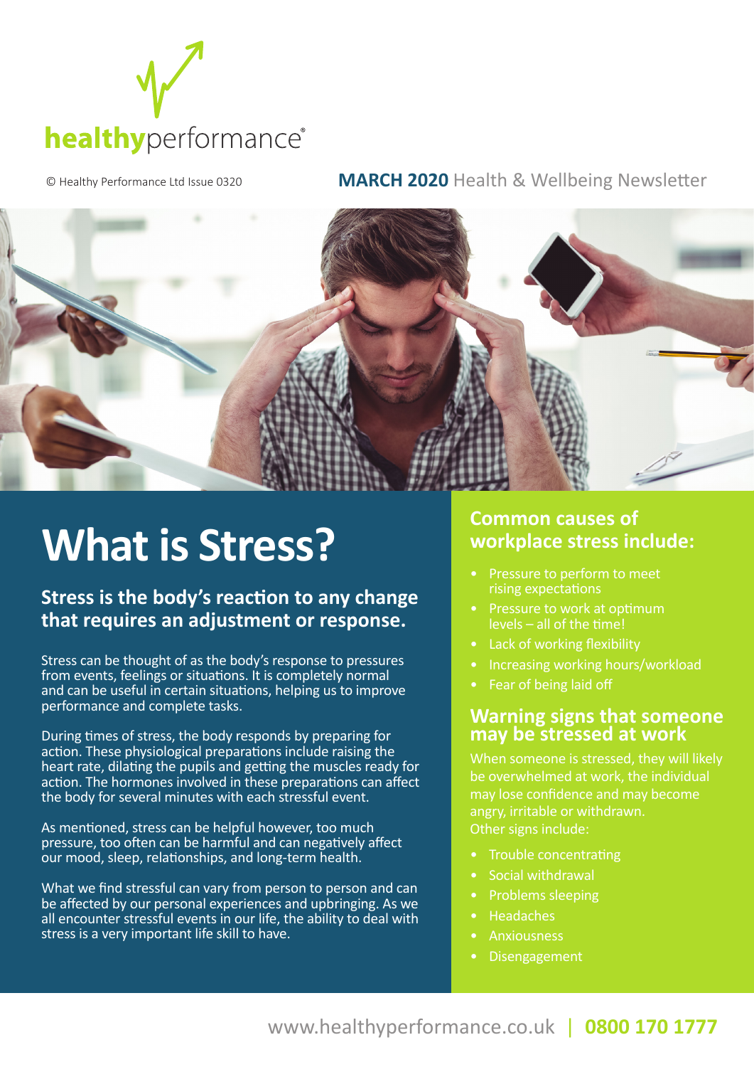healthyperformance®

© Healthy Performance Ltd Issue 0320

**MARCH 2020** Health & Wellbeing Newsletter

# What is Stress?

## Stress is the body's reaction to any change that requires an adjustment or response.

Stress can be thought of as the body's response to pressures from events, feelings or situations. It is completely normal and can be useful in certain situations, helping us to improve performance and complete tasks.

During times of stress, the body responds by preparing for action. These physiological preparations include raising the heart rate, dilating the pupils and getting the muscles ready for action. The hormones involved in these preparations can affect the body for several minutes with each stressful event.

As mentioned, stress can be helpful however, too much pressure, too often can be harmful and can negatively affect our mood, sleep, relationships, and long-term health.

What we find stressful can vary from person to person and can be affected by our personal experiences and upbringing. As we all encounter stressful events in our life, the ability to deal with stress is a very important life skill to have.

## Common causes of workplace stress include:

- Pressure to perform to meet rising expectations
- Pressure to work at optimum levels – all of the time!
- Lack of working flexibility
- Increasing working hours/workload
- Fear of being laid off

## Warning signs that someone may be stressed at work

When someone is stressed, they will likely be overwhelmed at work, the individual may lose confidence and may become angry, irritable or withdrawn.
Other signs include:

- Trouble concentrating
- Social withdrawal
- Problems sleeping
- Headaches
- Anxiousness
- Disengagement

www.healthyperformance.co.uk | **0800 170 1777**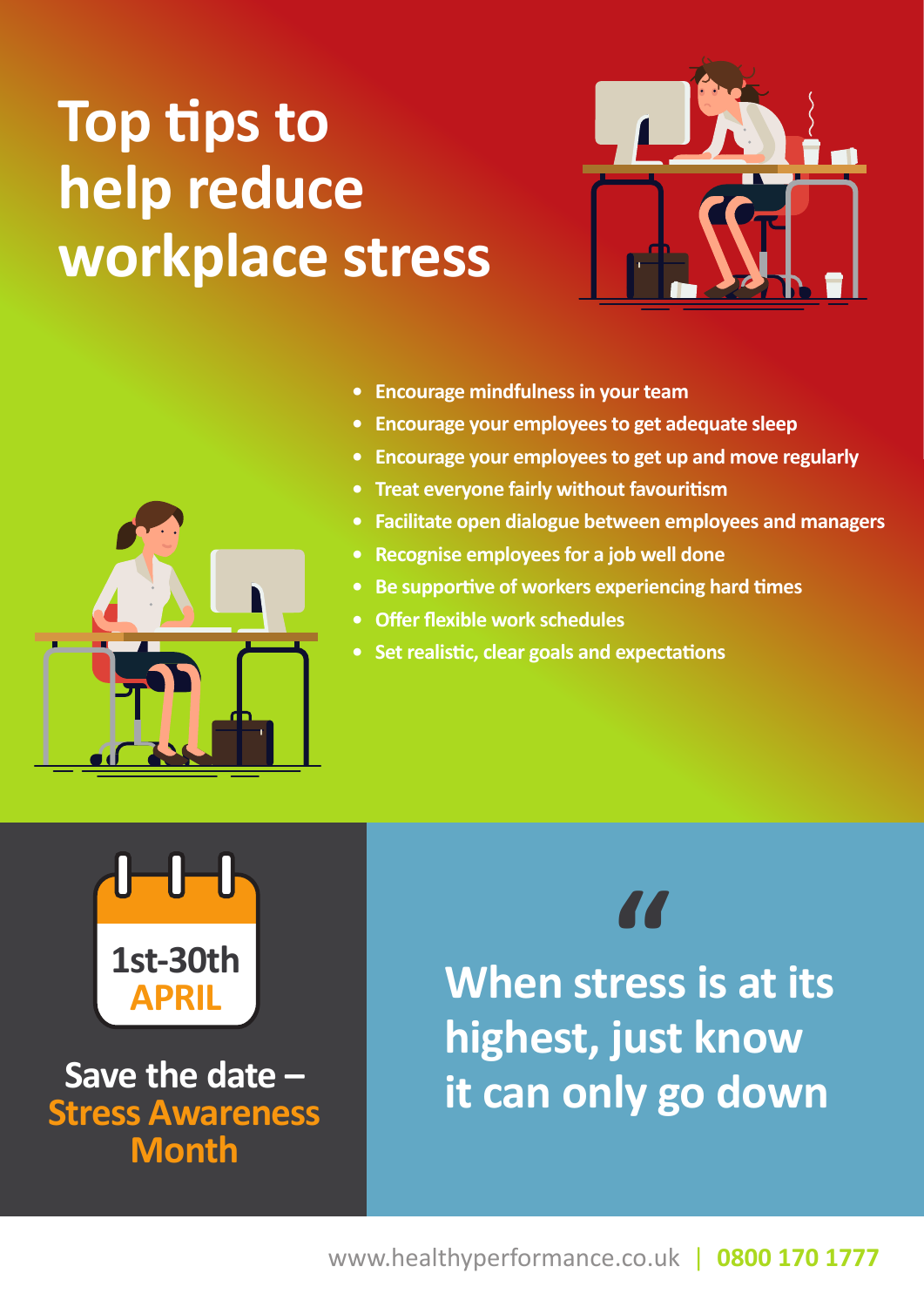# Top tips to help reduce workplace stress

- Encourage mindfulness in your team
- Encourage your employees to get adequate sleep
- Encourage your employees to get up and move regularly
- Treat everyone fairly without favouritism
- Facilitate open dialogue between employees and managers
- Recognise employees for a job well done
- Be supportive of workers experiencing hard times
- Offer flexible work schedules
- Set realistic, clear goals and expectations

1st-30th
APRIL

Save the date – Stress Awareness Month

> "When stress is at its highest, just know it can only go down

www.healthyperformance.co.uk | 0800 170 1777